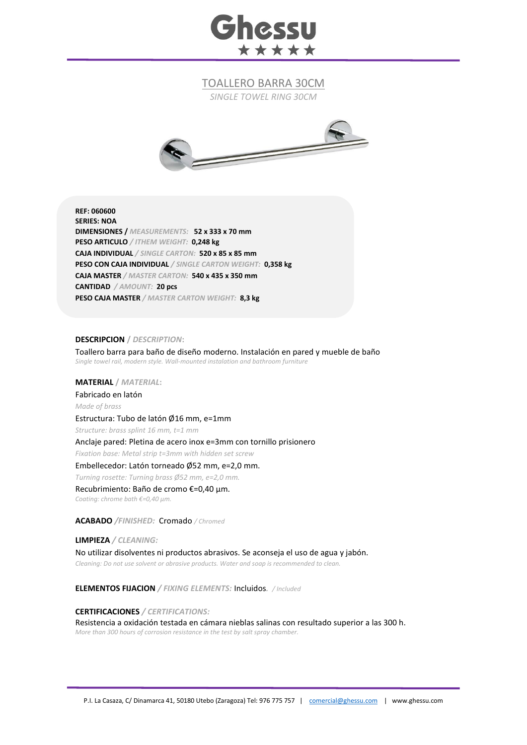# Ghessu

★★★★★

## TOALLERO BARRA 30CM

*SINGLE TOWEL RING 30CM*

**REF: 060600**
**SERIES: NOA**
**DIMENSIONES /** *MEASUREMENTS:* **52 x 333 x 70 mm**
**PESO ARTICULO** */ ITHEM WEIGHT:* **0,248 kg**
**CAJA INDIVIDUAL** */ SINGLE CARTON:* **520 x 85 x 85 mm**
**PESO CON CAJA INDIVIDUAL** */ SINGLE CARTON WEIGHT:* **0,358 kg**
**CAJA MASTER** */ MASTER CARTON:* **540 x 435 x 350 mm**
**CANTIDAD** */ AMOUNT:* **20 pcs**
**PESO CAJA MASTER** */ MASTER CARTON WEIGHT:* **8,3 kg**

**DESCRIPCION** / *DESCRIPTION*:

Toallero barra para baño de diseño moderno. Instalación en pared y mueble de baño
*Single towel rail, modern style. Wall-mounted instalation and bathroom furniture*

**MATERIAL** / *MATERIAL*:

Fabricado en latón
*Made of brass*

Estructura: Tubo de latón Ø16 mm, e=1mm
*Structure: brass splint 16 mm, t=1 mm*

Anclaje pared: Pletina de acero inox e=3mm con tornillo prisionero
*Fixation base: Metal strip t=3mm with hidden set screw*

Embellecedor: Latón torneado Ø52 mm, e=2,0 mm.
*Turning rosette: Turning brass Ø52 mm, e=2,0 mm.*

Recubrimiento: Baño de cromo €=0,40 µm.
*Coating: chrome bath €=0,40 µm.*

**ACABADO** */FINISHED:* Cromado */ Chromed*

**LIMPIEZA** */ CLEANING:*

No utilizar disolventes ni productos abrasivos. Se aconseja el uso de agua y jabón.
*Cleaning: Do not use solvent or abrasive products. Water and soap is recommended to clean.*

**ELEMENTOS FIJACION** */ FIXING ELEMENTS:* Incluidos. */ Included*

**CERTIFICACIONES** */ CERTIFICATIONS:*

Resistencia a oxidación testada en cámara nieblas salinas con resultado superior a las 300 h.
*More than 300 hours of corrosion resistance in the test by salt spray chamber.*

P.I. La Casaza, C/ Dinamarca 41, 50180 Utebo (Zaragoza) Tel: 976 775 757 | comercial@ghessu.com | www.ghessu.com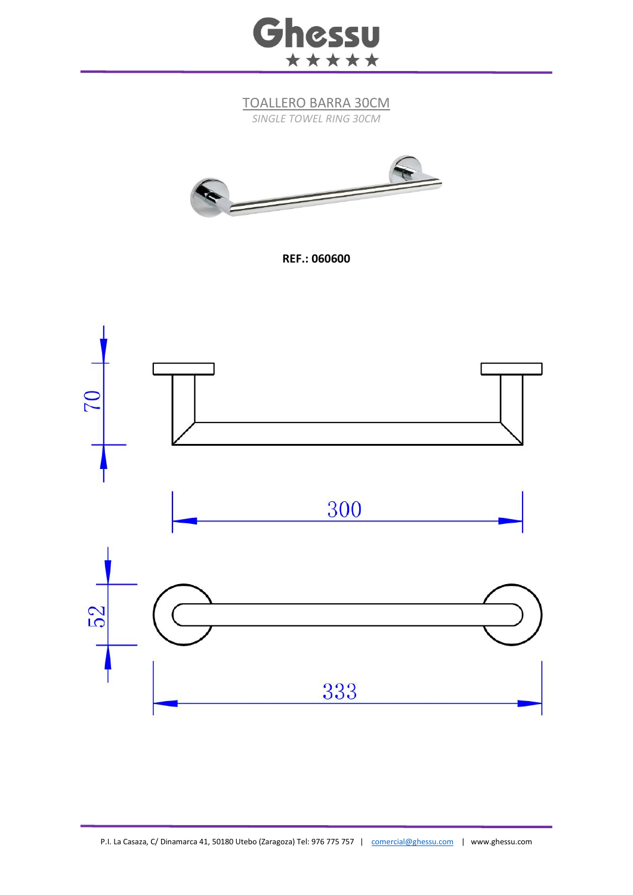# Ghessu

★★★★★

## TOALLERO BARRA 30CM

*SINGLE TOWEL RING 30CM*

**REF.: 060600**

70

300

52

333

P.I. La Casaza, C/ Dinamarca 41, 50180 Utebo (Zaragoza) Tel: 976 775 757 | comercial@ghessu.com | www.ghessu.com